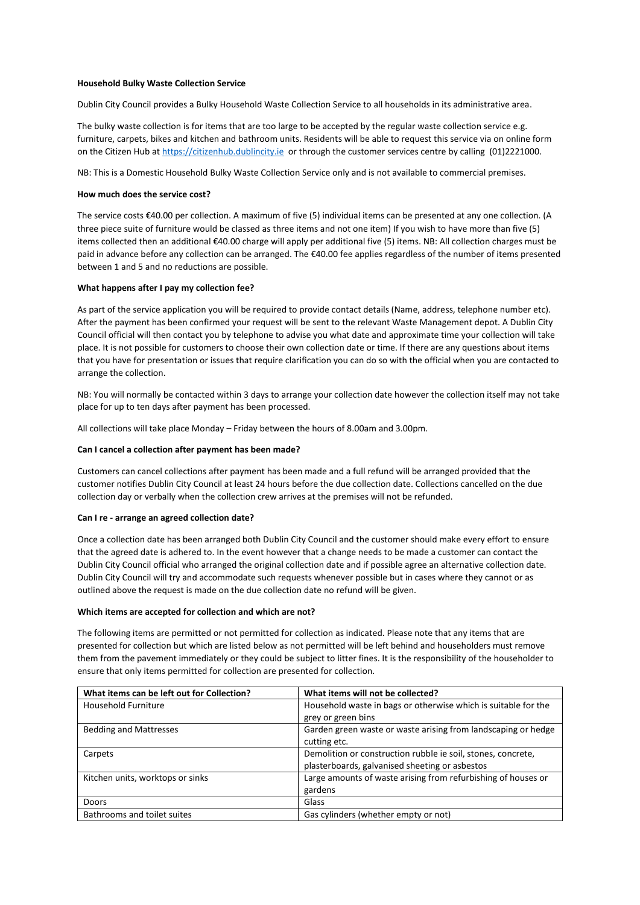**Household Bulky Waste Collection Service**

Dublin City Council provides a Bulky Household Waste Collection Service to all households in its administrative area.

The bulky waste collection is for items that are too large to be accepted by the regular waste collection service e.g. furniture, carpets, bikes and kitchen and bathroom units. Residents will be able to request this service via on online form on the Citizen Hub at https://citizenhub.dublincity.ie or through the customer services centre by calling (01)2221000.

NB: This is a Domestic Household Bulky Waste Collection Service only and is not available to commercial premises.

**How much does the service cost?**

The service costs €40.00 per collection. A maximum of five (5) individual items can be presented at any one collection. (A three piece suite of furniture would be classed as three items and not one item) If you wish to have more than five (5) items collected then an additional €40.00 charge will apply per additional five (5) items. NB: All collection charges must be paid in advance before any collection can be arranged. The €40.00 fee applies regardless of the number of items presented between 1 and 5 and no reductions are possible.

**What happens after I pay my collection fee?**

As part of the service application you will be required to provide contact details (Name, address, telephone number etc). After the payment has been confirmed your request will be sent to the relevant Waste Management depot. A Dublin City Council official will then contact you by telephone to advise you what date and approximate time your collection will take place. It is not possible for customers to choose their own collection date or time. If there are any questions about items that you have for presentation or issues that require clarification you can do so with the official when you are contacted to arrange the collection.

NB: You will normally be contacted within 3 days to arrange your collection date however the collection itself may not take place for up to ten days after payment has been processed.

All collections will take place Monday – Friday between the hours of 8.00am and 3.00pm.

**Can I cancel a collection after payment has been made?**

Customers can cancel collections after payment has been made and a full refund will be arranged provided that the customer notifies Dublin City Council at least 24 hours before the due collection date. Collections cancelled on the due collection day or verbally when the collection crew arrives at the premises will not be refunded.

**Can I re - arrange an agreed collection date?**

Once a collection date has been arranged both Dublin City Council and the customer should make every effort to ensure that the agreed date is adhered to. In the event however that a change needs to be made a customer can contact the Dublin City Council official who arranged the original collection date and if possible agree an alternative collection date. Dublin City Council will try and accommodate such requests whenever possible but in cases where they cannot or as outlined above the request is made on the due collection date no refund will be given.

**Which items are accepted for collection and which are not?**

The following items are permitted or not permitted for collection as indicated. Please note that any items that are presented for collection but which are listed below as not permitted will be left behind and householders must remove them from the pavement immediately or they could be subject to litter fines. It is the responsibility of the householder to ensure that only items permitted for collection are presented for collection.

| What items can be left out for Collection? | What items will not be collected? |
|---|---|
| Household Furniture | Household waste in bags or otherwise which is suitable for the grey or green bins |
| Bedding and Mattresses | Garden green waste or waste arising from landscaping or hedge cutting etc. |
| Carpets | Demolition or construction rubble ie soil, stones, concrete, plasterboards, galvanised sheeting or asbestos |
| Kitchen units, worktops or sinks | Large amounts of waste arising from refurbishing of houses or gardens |
| Doors | Glass |
| Bathrooms and toilet suites | Gas cylinders (whether empty or not) |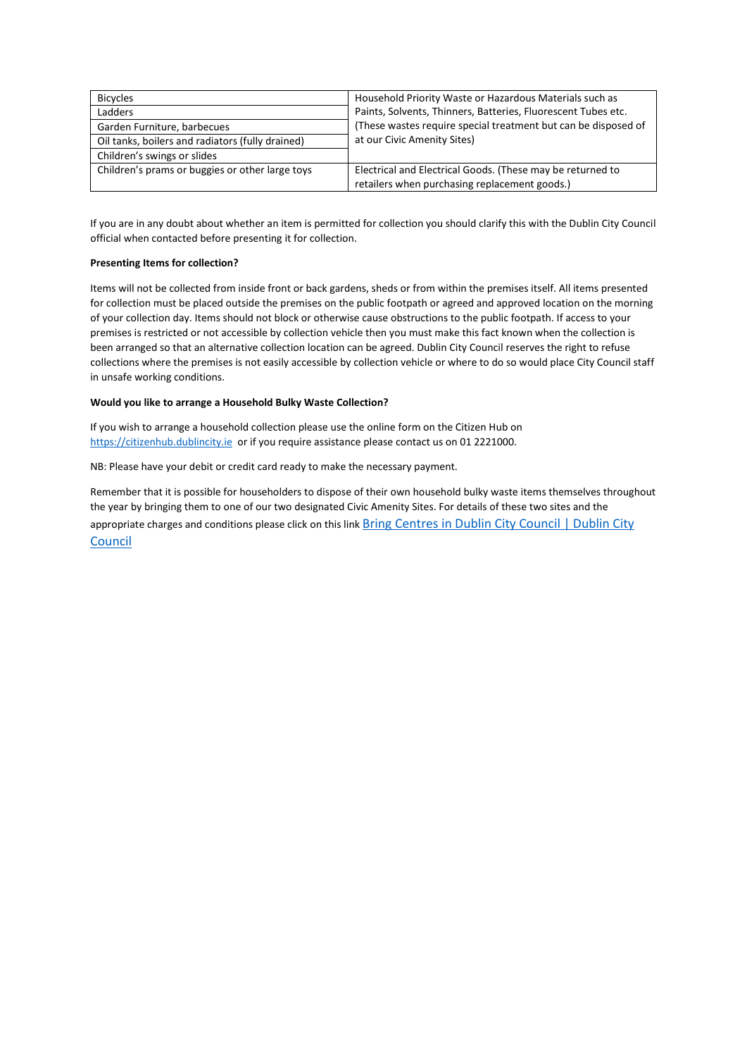| | |
|---|---|
| Bicycles | Household Priority Waste or Hazardous Materials such as Paints, Solvents, Thinners, Batteries, Fluorescent Tubes etc. (These wastes require special treatment but can be disposed of at our Civic Amenity Sites) |
| Ladders | |
| Garden Furniture, barbecues | |
| Oil tanks, boilers and radiators (fully drained) | |
| Children's swings or slides | |
| Children's prams or buggies or other large toys | Electrical and Electrical Goods. (These may be returned to retailers when purchasing replacement goods.) |

If you are in any doubt about whether an item is permitted for collection you should clarify this with the Dublin City Council official when contacted before presenting it for collection.

**Presenting Items for collection?**

Items will not be collected from inside front or back gardens, sheds or from within the premises itself. All items presented for collection must be placed outside the premises on the public footpath or agreed and approved location on the morning of your collection day. Items should not block or otherwise cause obstructions to the public footpath. If access to your premises is restricted or not accessible by collection vehicle then you must make this fact known when the collection is been arranged so that an alternative collection location can be agreed. Dublin City Council reserves the right to refuse collections where the premises is not easily accessible by collection vehicle or where to do so would place City Council staff in unsafe working conditions.

**Would you like to arrange a Household Bulky Waste Collection?**

If you wish to arrange a household collection please use the online form on the Citizen Hub on https://citizenhub.dublincity.ie or if you require assistance please contact us on 01 2221000.

NB: Please have your debit or credit card ready to make the necessary payment.

Remember that it is possible for householders to dispose of their own household bulky waste items themselves throughout the year by bringing them to one of our two designated Civic Amenity Sites. For details of these two sites and the appropriate charges and conditions please click on this link Bring Centres in Dublin City Council | Dublin City Council